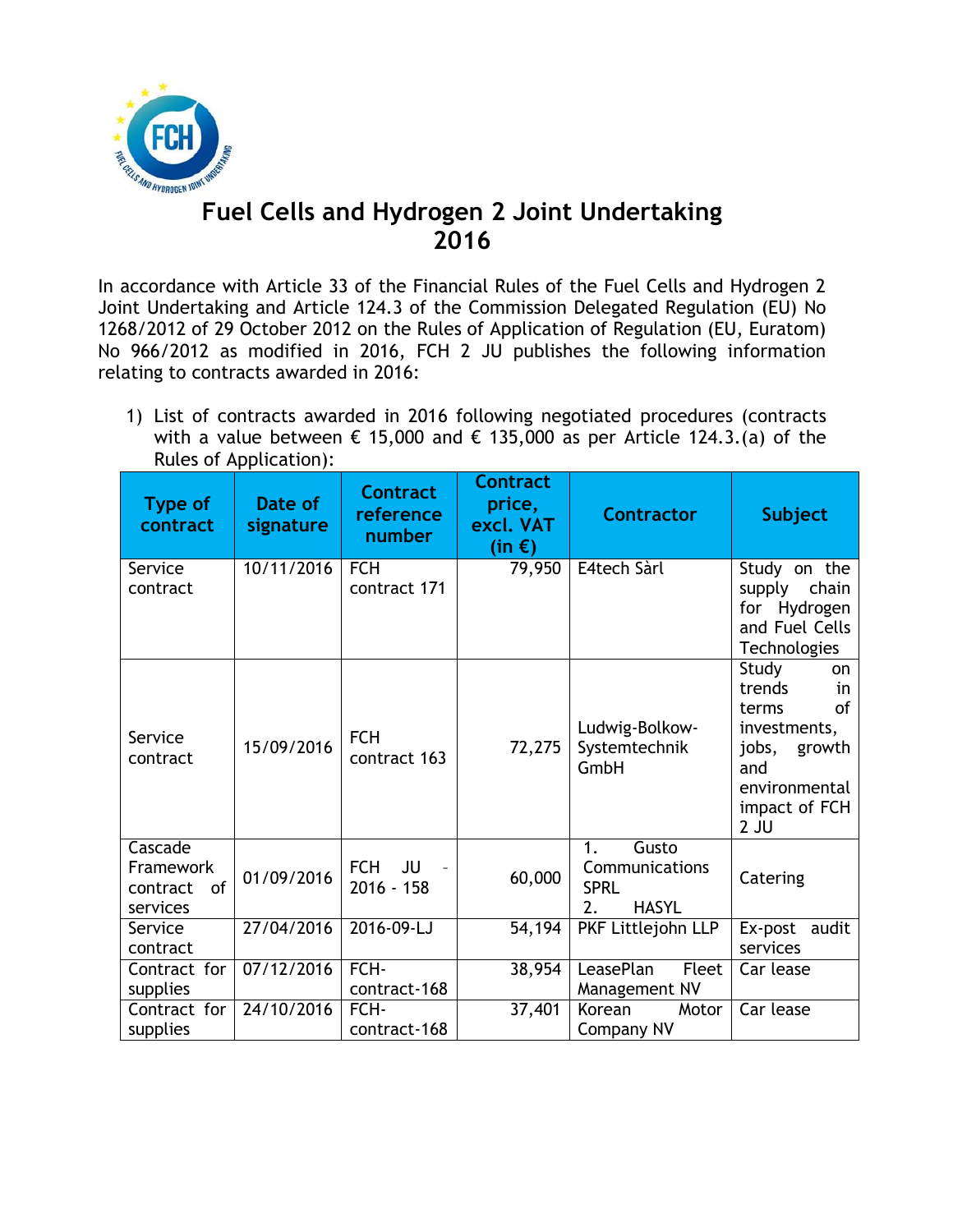# Fuel Cells and Hydrogen 2 Joint Undertaking 2016

In accordance with Article 33 of the Financial Rules of the Fuel Cells and Hydrogen 2 Joint Undertaking and Article 124.3 of the Commission Delegated Regulation (EU) No 1268/2012 of 29 October 2012 on the Rules of Application of Regulation (EU, Euratom) No 966/2012 as modified in 2016, FCH 2 JU publishes the following information relating to contracts awarded in 2016:

1) List of contracts awarded in 2016 following negotiated procedures (contracts with a value between € 15,000 and € 135,000 as per Article 124.3.(a) of the Rules of Application):

| Type of contract | Date of signature | Contract reference number | Contract price, excl. VAT (in €) | Contractor | Subject |
|---|---|---|---|---|---|
| Service contract | 10/11/2016 | FCH contract 171 | 79,950 | E4tech Sàrl | Study on the supply chain for Hydrogen and Fuel Cells Technologies |
| Service contract | 15/09/2016 | FCH contract 163 | 72,275 | Ludwig-Bolkow-Systemtechnik GmbH | Study on trends in terms of investments, jobs, growth and environmental impact of FCH 2 JU |
| Cascade Framework contract of services | 01/09/2016 | FCH JU - 2016 - 158 | 60,000 | 1. Gusto Communications SPRL 2. HASYL | Catering |
| Service contract | 27/04/2016 | 2016-09-LJ | 54,194 | PKF Littlejohn LLP | Ex-post audit services |
| Contract for supplies | 07/12/2016 | FCH-contract-168 | 38,954 | LeasePlan Fleet Management NV | Car lease |
| Contract for supplies | 24/10/2016 | FCH-contract-168 | 37,401 | Korean Motor Company NV | Car lease |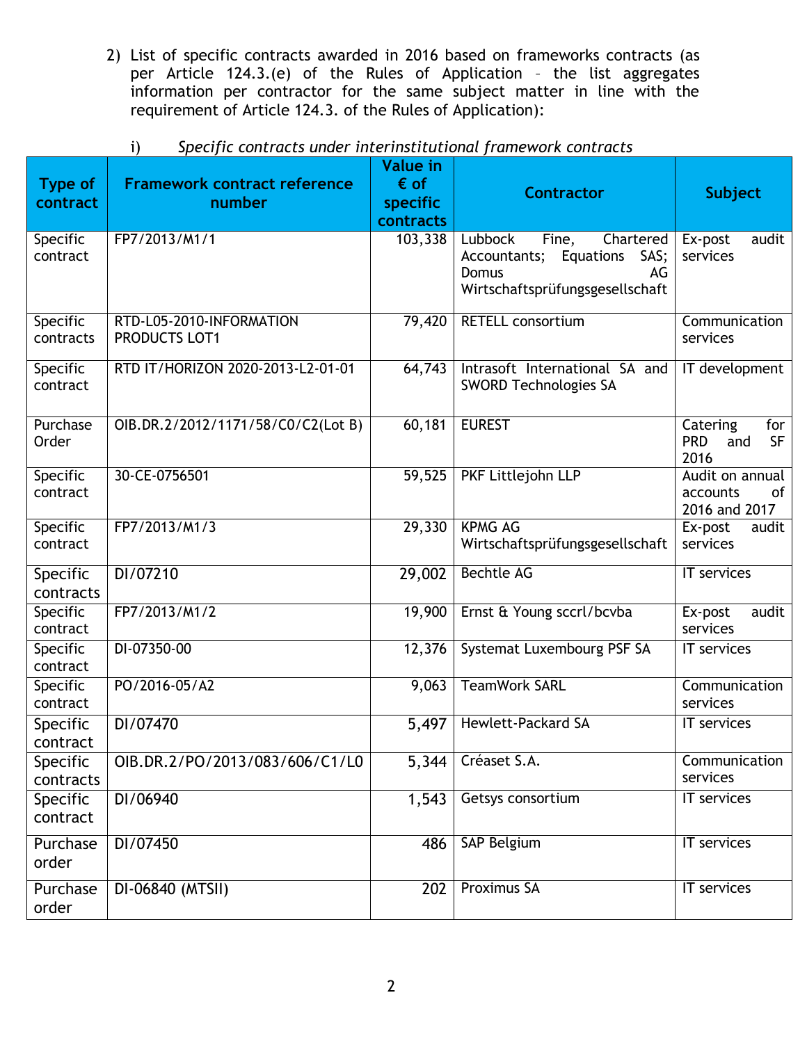2) List of specific contracts awarded in 2016 based on frameworks contracts (as per Article 124.3.(e) of the Rules of Application – the list aggregates information per contractor for the same subject matter in line with the requirement of Article 124.3. of the Rules of Application):

i) *Specific contracts under interinstitutional framework contracts*

| Type of contract | Framework contract reference number | Value in € of specific contracts | Contractor | Subject |
|---|---|---|---|---|
| Specific contract | FP7/2013/M1/1 | 103,338 | Lubbock Fine, Chartered Accountants; Equations SAS; Domus AG Wirtschaftsprüfungsgesellschaft | Ex-post audit services |
| Specific contracts | RTD-L05-2010-INFORMATION PRODUCTS LOT1 | 79,420 | RETELL consortium | Communication services |
| Specific contract | RTD IT/HORIZON 2020-2013-L2-01-01 | 64,743 | Intrasoft International SA and SWORD Technologies SA | IT development |
| Purchase Order | OIB.DR.2/2012/1171/58/C0/C2(Lot B) | 60,181 | EUREST | Catering for PRD and SF 2016 |
| Specific contract | 30-CE-0756501 | 59,525 | PKF Littlejohn LLP | Audit on annual accounts of 2016 and 2017 |
| Specific contract | FP7/2013/M1/3 | 29,330 | KPMG AG Wirtschaftsprüfungsgesellschaft | Ex-post audit services |
| Specific contracts | DI/07210 | 29,002 | Bechtle AG | IT services |
| Specific contract | FP7/2013/M1/2 | 19,900 | Ernst & Young sccrl/bcvba | Ex-post audit services |
| Specific contract | DI-07350-00 | 12,376 | Systemat Luxembourg PSF SA | IT services |
| Specific contract | PO/2016-05/A2 | 9,063 | TeamWork SARL | Communication services |
| Specific contract | DI/07470 | 5,497 | Hewlett-Packard SA | IT services |
| Specific contracts | OIB.DR.2/PO/2013/083/606/C1/L0 | 5,344 | Créaset S.A. | Communication services |
| Specific contract | DI/06940 | 1,543 | Getsys consortium | IT services |
| Purchase order | DI/07450 | 486 | SAP Belgium | IT services |
| Purchase order | DI-06840 (MTSII) | 202 | Proximus SA | IT services |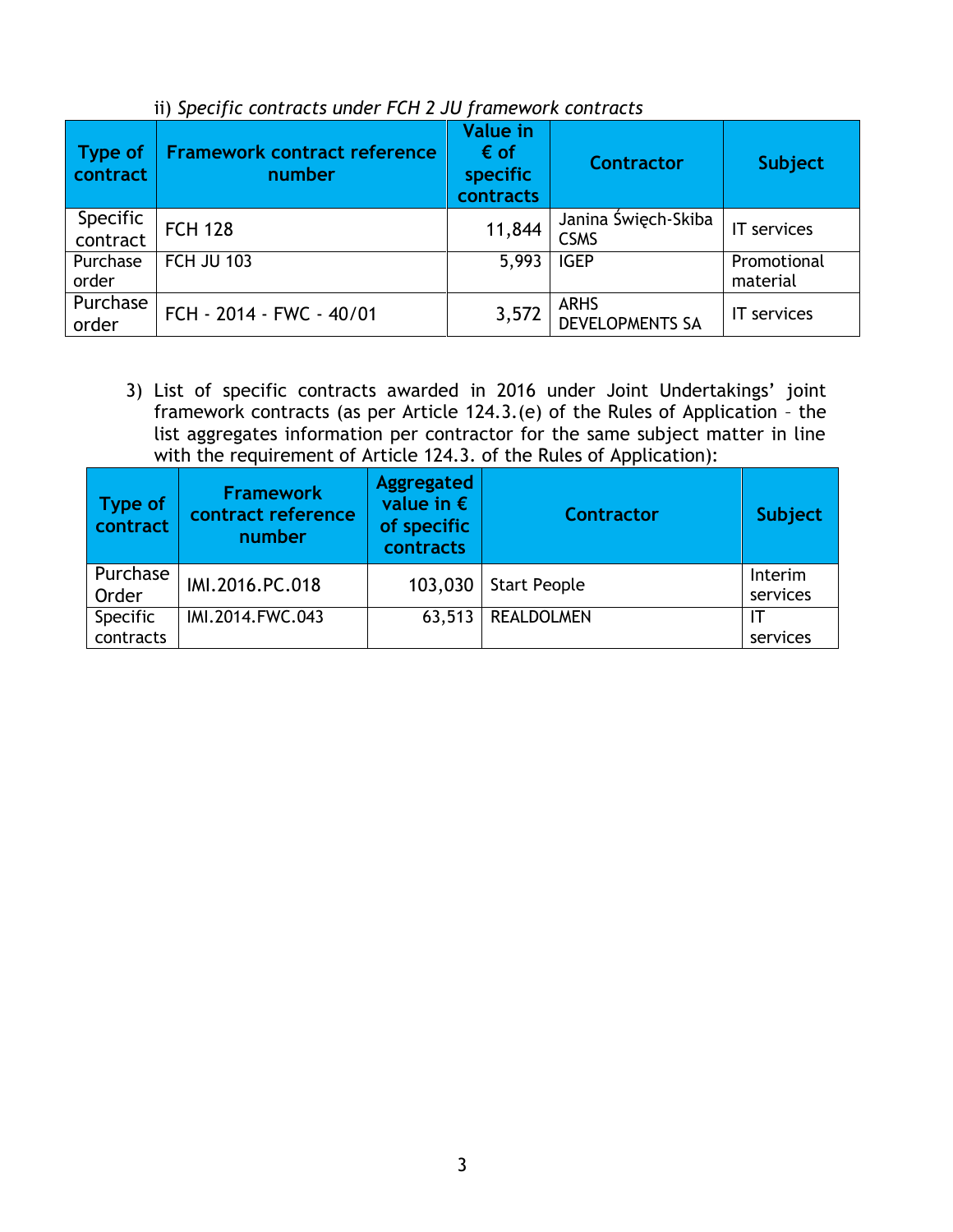ii) *Specific contracts under FCH 2 JU framework contracts*

| Type of contract | Framework contract reference number | Value in € of specific contracts | Contractor | Subject |
|---|---|---|---|---|
| Specific contract | FCH 128 | 11,844 | Janina Święch-Skiba CSMS | IT services |
| Purchase order | FCH JU 103 | 5,993 | IGEP | Promotional material |
| Purchase order | FCH - 2014 - FWC - 40/01 | 3,572 | ARHS DEVELOPMENTS SA | IT services |

3) List of specific contracts awarded in 2016 under Joint Undertakings' joint framework contracts (as per Article 124.3.(e) of the Rules of Application – the list aggregates information per contractor for the same subject matter in line with the requirement of Article 124.3. of the Rules of Application):

| Type of contract | Framework contract reference number | Aggregated value in € of specific contracts | Contractor | Subject |
|---|---|---|---|---|
| Purchase Order | IMI.2016.PC.018 | 103,030 | Start People | Interim services |
| Specific contracts | IMI.2014.FWC.043 | 63,513 | REALDOLMEN | IT services |